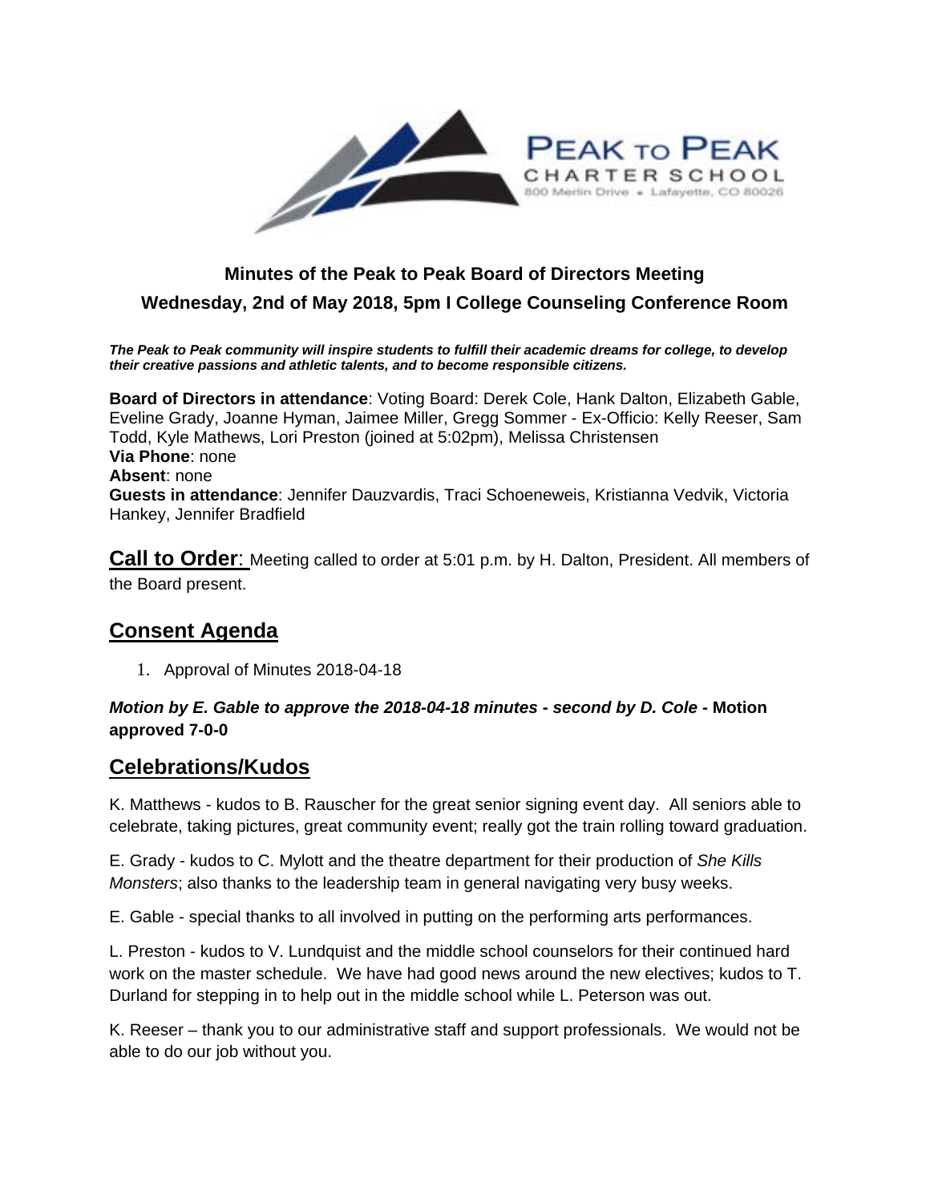PEAK TO PEAK CHARTER SCHOOL
800 Merlin Drive • Lafayette, CO 80026

**Minutes of the Peak to Peak Board of Directors Meeting**

**Wednesday, 2nd of May 2018, 5pm I College Counseling Conference Room**

***The Peak to Peak community will inspire students to fulfill their academic dreams for college, to develop their creative passions and athletic talents, and to become responsible citizens.***

**Board of Directors in attendance**: Voting Board: Derek Cole, Hank Dalton, Elizabeth Gable, Eveline Grady, Joanne Hyman, Jaimee Miller, Gregg Sommer - Ex-Officio: Kelly Reeser, Sam Todd, Kyle Mathews, Lori Preston (joined at 5:02pm), Melissa Christensen
**Via Phone**: none
**Absent**: none
**Guests in attendance**: Jennifer Dauzvardis, Traci Schoeneweis, Kristianna Vedvik, Victoria Hankey, Jennifer Bradfield

**Call to Order**: Meeting called to order at 5:01 p.m. by H. Dalton, President. All members of the Board present.

## Consent Agenda

1. Approval of Minutes 2018-04-18

***Motion by E. Gable to approve the 2018-04-18 minutes - second by D. Cole* - Motion approved 7-0-0**

## Celebrations/Kudos

K. Matthews - kudos to B. Rauscher for the great senior signing event day. All seniors able to celebrate, taking pictures, great community event; really got the train rolling toward graduation.

E. Grady - kudos to C. Mylott and the theatre department for their production of *She Kills Monsters*; also thanks to the leadership team in general navigating very busy weeks.

E. Gable - special thanks to all involved in putting on the performing arts performances.

L. Preston - kudos to V. Lundquist and the middle school counselors for their continued hard work on the master schedule. We have had good news around the new electives; kudos to T. Durland for stepping in to help out in the middle school while L. Peterson was out.

K. Reeser – thank you to our administrative staff and support professionals. We would not be able to do our job without you.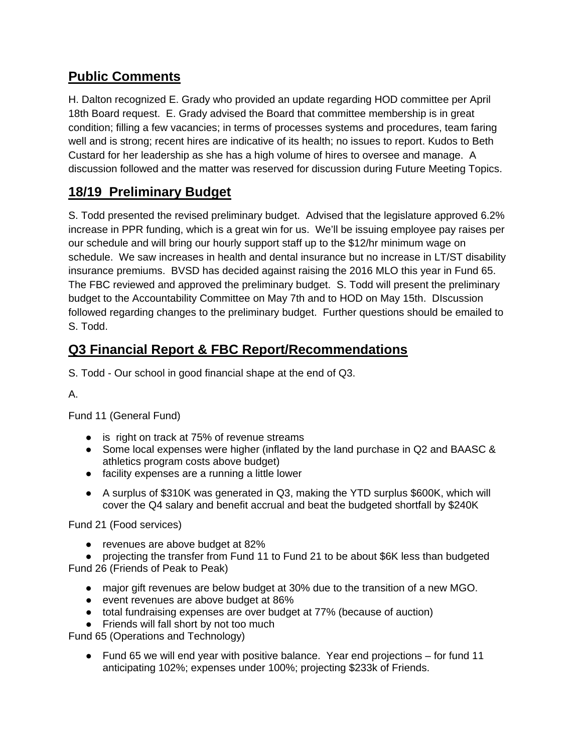## Public Comments

H. Dalton recognized E. Grady who provided an update regarding HOD committee per April 18th Board request. E. Grady advised the Board that committee membership is in great condition; filling a few vacancies; in terms of processes systems and procedures, team faring well and is strong; recent hires are indicative of its health; no issues to report. Kudos to Beth Custard for her leadership as she has a high volume of hires to oversee and manage. A discussion followed and the matter was reserved for discussion during Future Meeting Topics.

## 18/19 Preliminary Budget

S. Todd presented the revised preliminary budget. Advised that the legislature approved 6.2% increase in PPR funding, which is a great win for us. We'll be issuing employee pay raises per our schedule and will bring our hourly support staff up to the $12/hr minimum wage on schedule. We saw increases in health and dental insurance but no increase in LT/ST disability insurance premiums. BVSD has decided against raising the 2016 MLO this year in Fund 65. The FBC reviewed and approved the preliminary budget. S. Todd will present the preliminary budget to the Accountability Committee on May 7th and to HOD on May 15th. DIscussion followed regarding changes to the preliminary budget. Further questions should be emailed to S. Todd.

## Q3 Financial Report & FBC Report/Recommendations

S. Todd - Our school in good financial shape at the end of Q3.

A.

Fund 11 (General Fund)

- is right on track at 75% of revenue streams
- Some local expenses were higher (inflated by the land purchase in Q2 and BAASC & athletics program costs above budget)
- facility expenses are a running a little lower
- A surplus of $310K was generated in Q3, making the YTD surplus $600K, which will cover the Q4 salary and benefit accrual and beat the budgeted shortfall by $240K

Fund 21 (Food services)

- revenues are above budget at 82%
- projecting the transfer from Fund 11 to Fund 21 to be about $6K less than budgeted

Fund 26 (Friends of Peak to Peak)

- major gift revenues are below budget at 30% due to the transition of a new MGO.
- event revenues are above budget at 86%
- total fundraising expenses are over budget at 77% (because of auction)
- Friends will fall short by not too much

Fund 65 (Operations and Technology)

- Fund 65 we will end year with positive balance. Year end projections – for fund 11 anticipating 102%; expenses under 100%; projecting $233k of Friends.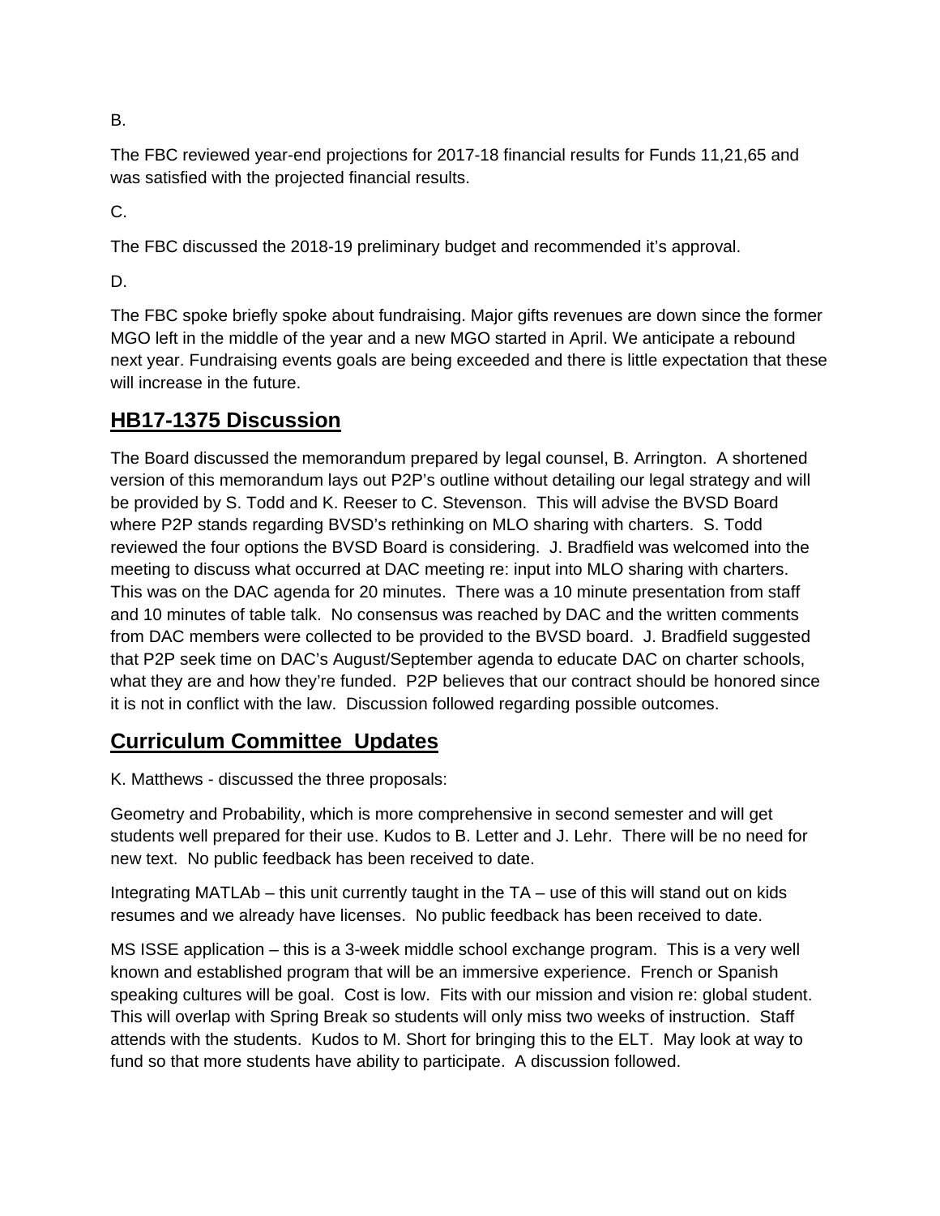B.

The FBC reviewed year-end projections for 2017-18 financial results for Funds 11,21,65 and was satisfied with the projected financial results.

C.

The FBC discussed the 2018-19 preliminary budget and recommended it's approval.

D.

The FBC spoke briefly spoke about fundraising. Major gifts revenues are down since the former MGO left in the middle of the year and a new MGO started in April. We anticipate a rebound next year. Fundraising events goals are being exceeded and there is little expectation that these will increase in the future.

## HB17-1375 Discussion

The Board discussed the memorandum prepared by legal counsel, B. Arrington. A shortened version of this memorandum lays out P2P's outline without detailing our legal strategy and will be provided by S. Todd and K. Reeser to C. Stevenson. This will advise the BVSD Board where P2P stands regarding BVSD's rethinking on MLO sharing with charters. S. Todd reviewed the four options the BVSD Board is considering. J. Bradfield was welcomed into the meeting to discuss what occurred at DAC meeting re: input into MLO sharing with charters. This was on the DAC agenda for 20 minutes. There was a 10 minute presentation from staff and 10 minutes of table talk. No consensus was reached by DAC and the written comments from DAC members were collected to be provided to the BVSD board. J. Bradfield suggested that P2P seek time on DAC's August/September agenda to educate DAC on charter schools, what they are and how they're funded. P2P believes that our contract should be honored since it is not in conflict with the law. Discussion followed regarding possible outcomes.

## Curriculum Committee Updates

K. Matthews - discussed the three proposals:

Geometry and Probability, which is more comprehensive in second semester and will get students well prepared for their use. Kudos to B. Letter and J. Lehr. There will be no need for new text. No public feedback has been received to date.

Integrating MATLAb – this unit currently taught in the TA – use of this will stand out on kids resumes and we already have licenses. No public feedback has been received to date.

MS ISSE application – this is a 3-week middle school exchange program. This is a very well known and established program that will be an immersive experience. French or Spanish speaking cultures will be goal. Cost is low. Fits with our mission and vision re: global student. This will overlap with Spring Break so students will only miss two weeks of instruction. Staff attends with the students. Kudos to M. Short for bringing this to the ELT. May look at way to fund so that more students have ability to participate. A discussion followed.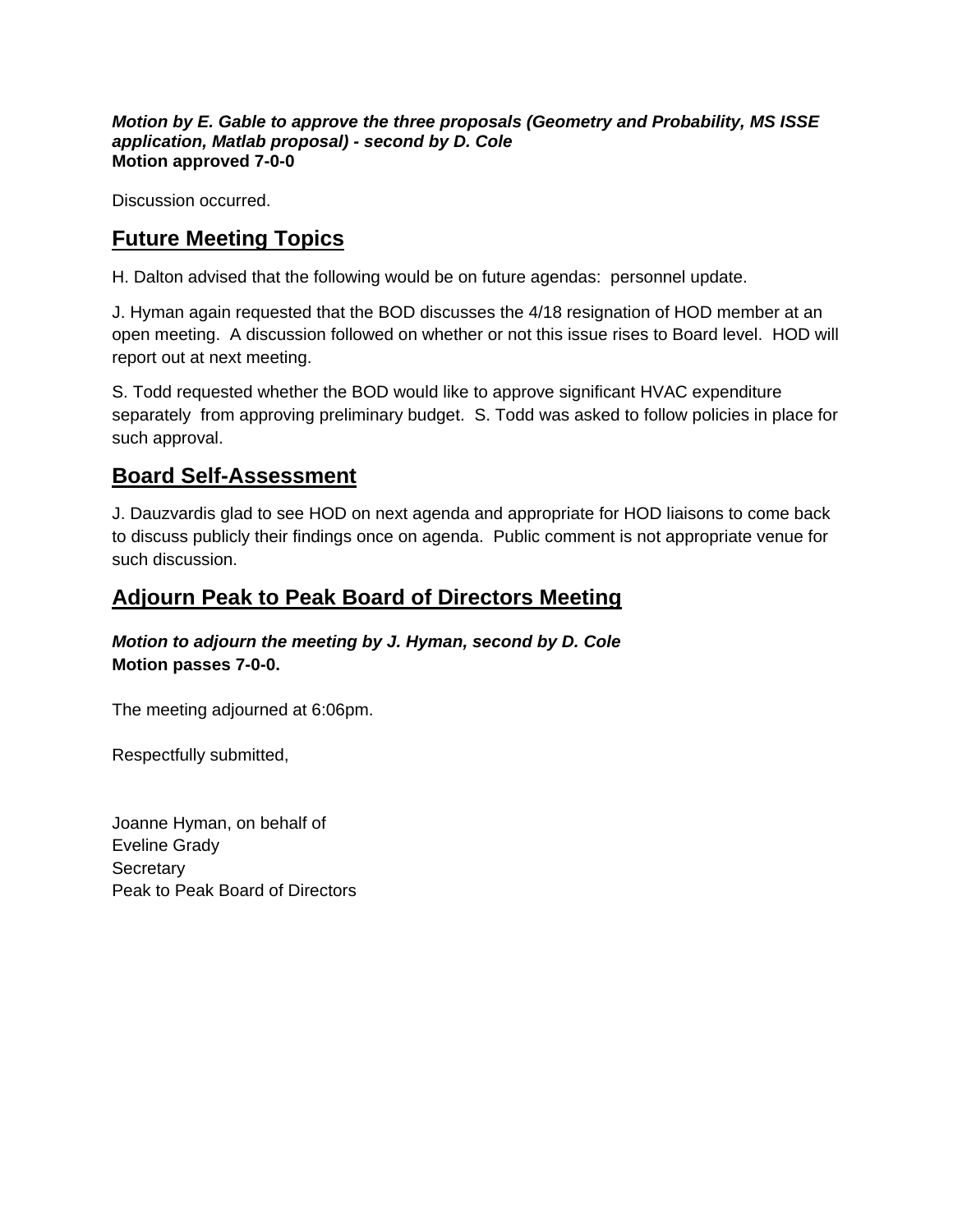***Motion by E. Gable to approve the three proposals (Geometry and Probability, MS ISSE application, Matlab proposal) - second by D. Cole***
**Motion approved 7-0-0**

Discussion occurred.

## Future Meeting Topics

H. Dalton advised that the following would be on future agendas:  personnel update.

J. Hyman again requested that the BOD discusses the 4/18 resignation of HOD member at an open meeting.  A discussion followed on whether or not this issue rises to Board level.  HOD will report out at next meeting.

S. Todd requested whether the BOD would like to approve significant HVAC expenditure separately  from approving preliminary budget.  S. Todd was asked to follow policies in place for such approval.

## Board Self-Assessment

J. Dauzvardis glad to see HOD on next agenda and appropriate for HOD liaisons to come back to discuss publicly their findings once on agenda.  Public comment is not appropriate venue for such discussion.

## Adjourn Peak to Peak Board of Directors Meeting

***Motion to adjourn the meeting by J. Hyman, second by D. Cole***
**Motion passes 7-0-0.**

The meeting adjourned at 6:06pm.

Respectfully submitted,

Joanne Hyman, on behalf of
Eveline Grady
Secretary
Peak to Peak Board of Directors